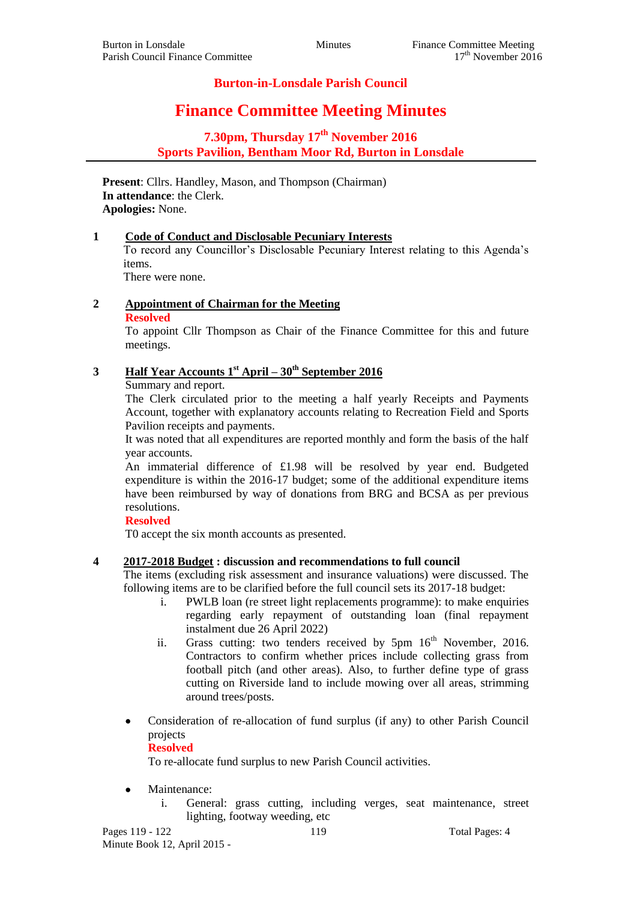# Burton-in-Lonsdale Parish Council

## Finance Committee Meeting Minutes

### 7.30pm, Thursday 17th November 2016
### Sports Pavilion, Bentham Moor Rd, Burton in Lonsdale

**Present**: Cllrs. Handley, Mason, and Thompson (Chairman)
**In attendance**: the Clerk.
**Apologies:** None.

**1 Code of Conduct and Disclosable Pecuniary Interests**

To record any Councillor's Disclosable Pecuniary Interest relating to this Agenda's items.
There were none.

**2 Appointment of Chairman for the Meeting**

**Resolved**

To appoint Cllr Thompson as Chair of the Finance Committee for this and future meetings.

**3 Half Year Accounts 1st April – 30th September 2016**

Summary and report.
The Clerk circulated prior to the meeting a half yearly Receipts and Payments Account, together with explanatory accounts relating to Recreation Field and Sports Pavilion receipts and payments.
It was noted that all expenditures are reported monthly and form the basis of the half year accounts.
An immaterial difference of £1.98 will be resolved by year end. Budgeted expenditure is within the 2016-17 budget; some of the additional expenditure items have been reimbursed by way of donations from BRG and BCSA as per previous resolutions.

**Resolved**

T0 accept the six month accounts as presented.

**4 2017-2018 Budget : discussion and recommendations to full council**

The items (excluding risk assessment and insurance valuations) were discussed. The following items are to be clarified before the full council sets its 2017-18 budget:

i. PWLB loan (re street light replacements programme): to make enquiries regarding early repayment of outstanding loan (final repayment instalment due 26 April 2022)
ii. Grass cutting: two tenders received by 5pm 16th November, 2016. Contractors to confirm whether prices include collecting grass from football pitch (and other areas). Also, to further define type of grass cutting on Riverside land to include mowing over all areas, strimming around trees/posts.

- Consideration of re-allocation of fund surplus (if any) to other Parish Council projects
  **Resolved**
  To re-allocate fund surplus to new Parish Council activities.

- Maintenance:
  i. General: grass cutting, including verges, seat maintenance, street lighting, footway weeding, etc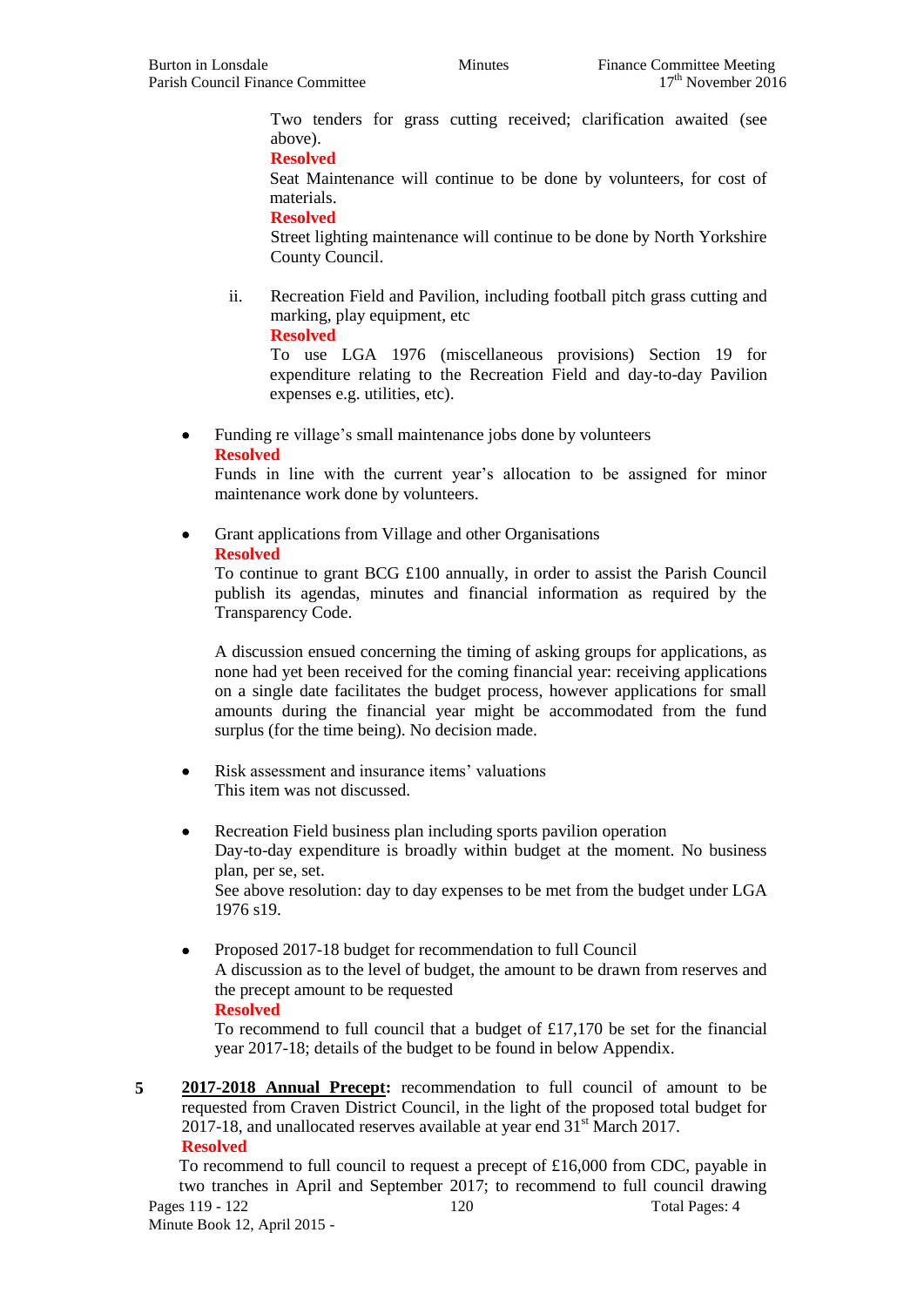Two tenders for grass cutting received; clarification awaited (see above).

**Resolved**

Seat Maintenance will continue to be done by volunteers, for cost of materials.

**Resolved**

Street lighting maintenance will continue to be done by North Yorkshire County Council.

ii. Recreation Field and Pavilion, including football pitch grass cutting and marking, play equipment, etc

**Resolved**

To use LGA 1976 (miscellaneous provisions) Section 19 for expenditure relating to the Recreation Field and day-to-day Pavilion expenses e.g. utilities, etc).

- Funding re village's small maintenance jobs done by volunteers
  **Resolved**
  Funds in line with the current year's allocation to be assigned for minor maintenance work done by volunteers.

- Grant applications from Village and other Organisations
  **Resolved**
  To continue to grant BCG £100 annually, in order to assist the Parish Council publish its agendas, minutes and financial information as required by the Transparency Code.

  A discussion ensued concerning the timing of asking groups for applications, as none had yet been received for the coming financial year: receiving applications on a single date facilitates the budget process, however applications for small amounts during the financial year might be accommodated from the fund surplus (for the time being). No decision made.

- Risk assessment and insurance items' valuations
  This item was not discussed.

- Recreation Field business plan including sports pavilion operation
  Day-to-day expenditure is broadly within budget at the moment. No business plan, per se, set.
  See above resolution: day to day expenses to be met from the budget under LGA 1976 s19.

- Proposed 2017-18 budget for recommendation to full Council
  A discussion as to the level of budget, the amount to be drawn from reserves and the precept amount to be requested
  **Resolved**
  To recommend to full council that a budget of £17,170 be set for the financial year 2017-18; details of the budget to be found in below Appendix.

**5** **2017-2018 Annual Precept:** recommendation to full council of amount to be requested from Craven District Council, in the light of the proposed total budget for 2017-18, and unallocated reserves available at year end 31st March 2017.

**Resolved**

To recommend to full council to request a precept of £16,000 from CDC, payable in two tranches in April and September 2017; to recommend to full council drawing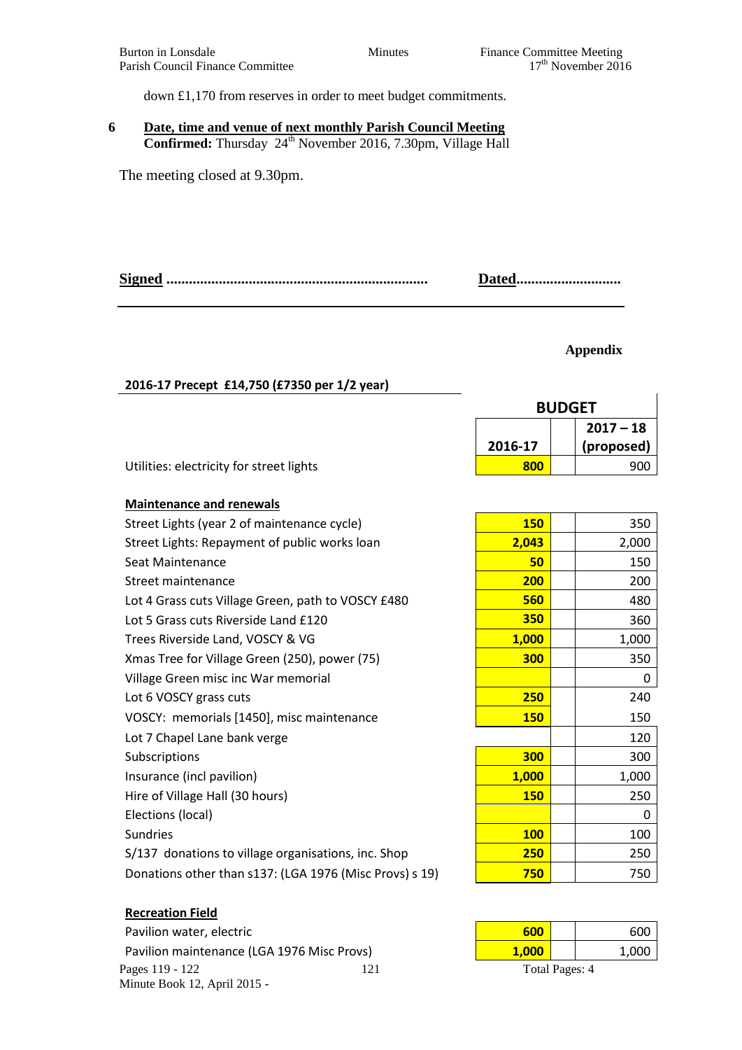down £1,170 from reserves in order to meet budget commitments.

**6 Date, time and venue of next monthly Parish Council Meeting**
**Confirmed:** Thursday 24th November 2016, 7.30pm, Village Hall

The meeting closed at 9.30pm.

**Signed** ...................................................................... **Dated**............................

**Appendix**

**2016-17 Precept £14,750 (£7350 per 1/2 year)**

| | BUDGET | | |
|---|---|---|---|
| | **2016-17** | | **2017 – 18 (proposed)** |
| Utilities: electricity for street lights | **800** | | 900 |
| **Maintenance and renewals** | | | |
| Street Lights (year 2 of maintenance cycle) | **150** | | 350 |
| Street Lights: Repayment of public works loan | **2,043** | | 2,000 |
| Seat Maintenance | **50** | | 150 |
| Street maintenance | **200** | | 200 |
| Lot 4 Grass cuts Village Green, path to VOSCY £480 | **560** | | 480 |
| Lot 5 Grass cuts Riverside Land £120 | **350** | | 360 |
| Trees Riverside Land, VOSCY & VG | **1,000** | | 1,000 |
| Xmas Tree for Village Green (250), power (75) | **300** | | 350 |
| Village Green misc inc War memorial | | | 0 |
| Lot 6 VOSCY grass cuts | **250** | | 240 |
| VOSCY: memorials [1450], misc maintenance | **150** | | 150 |
| Lot 7 Chapel Lane bank verge | | | 120 |
| Subscriptions | **300** | | 300 |
| Insurance (incl pavilion) | **1,000** | | 1,000 |
| Hire of Village Hall (30 hours) | **150** | | 250 |
| Elections (local) | | | 0 |
| Sundries | **100** | | 100 |
| S/137 donations to village organisations, inc. Shop | **250** | | 250 |
| Donations other than s137: (LGA 1976 (Misc Provs) s 19) | **750** | | 750 |
| **Recreation Field** | | | |
| Pavilion water, electric | **600** | | 600 |
| Pavilion maintenance (LGA 1976 Misc Provs) | **1,000** | | 1,000 |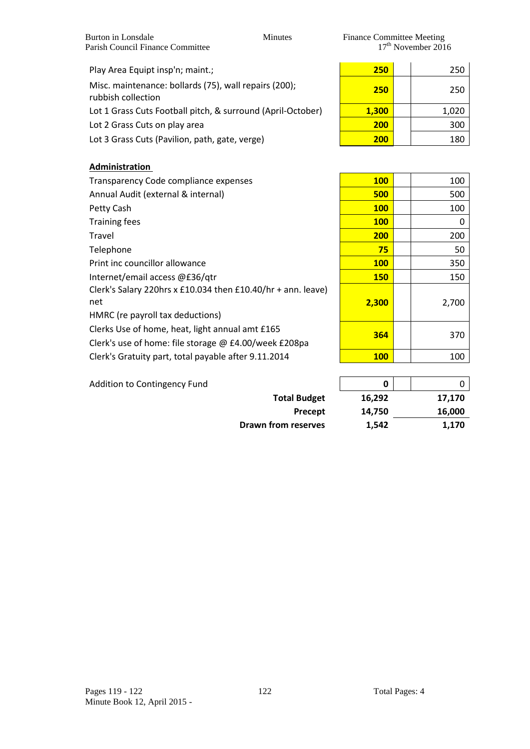| | | | |
|---|---|---|---|
| Play Area Equipt insp'n; maint.; | **250** | | 250 |
| Misc. maintenance: bollards (75), wall repairs (200); rubbish collection | **250** | | 250 |
| Lot 1 Grass Cuts Football pitch, & surround (April-October) | **1,300** | | 1,020 |
| Lot 2 Grass Cuts on play area | **200** | | 300 |
| Lot 3 Grass Cuts (Pavilion, path, gate, verge) | **200** | | 180 |
| **Administration** | | | |
| Transparency Code compliance expenses | **100** | | 100 |
| Annual Audit (external & internal) | **500** | | 500 |
| Petty Cash | **100** | | 100 |
| Training fees | **100** | | 0 |
| Travel | **200** | | 200 |
| Telephone | **75** | | 50 |
| Print inc councillor allowance | **100** | | 350 |
| Internet/email access @£36/qtr | **150** | | 150 |
| Clerk's Salary 220hrs x £10.034 then £10.40/hr + ann. leave) net<br>HMRC (re payroll tax deductions) | **2,300** | | 2,700 |
| Clerks Use of home, heat, light annual amt £165<br>Clerk's use of home: file storage @ £4.00/week £208pa | **364** | | 370 |
| Clerk's Gratuity part, total payable after 9.11.2014 | **100** | | 100 |
| Addition to Contingency Fund | **0** | | 0 |
| **Total Budget** | **16,292** | | **17,170** |
| **Precept** | **14,750** | | **16,000** |
| **Drawn from reserves** | **1,542** | | **1,170** |